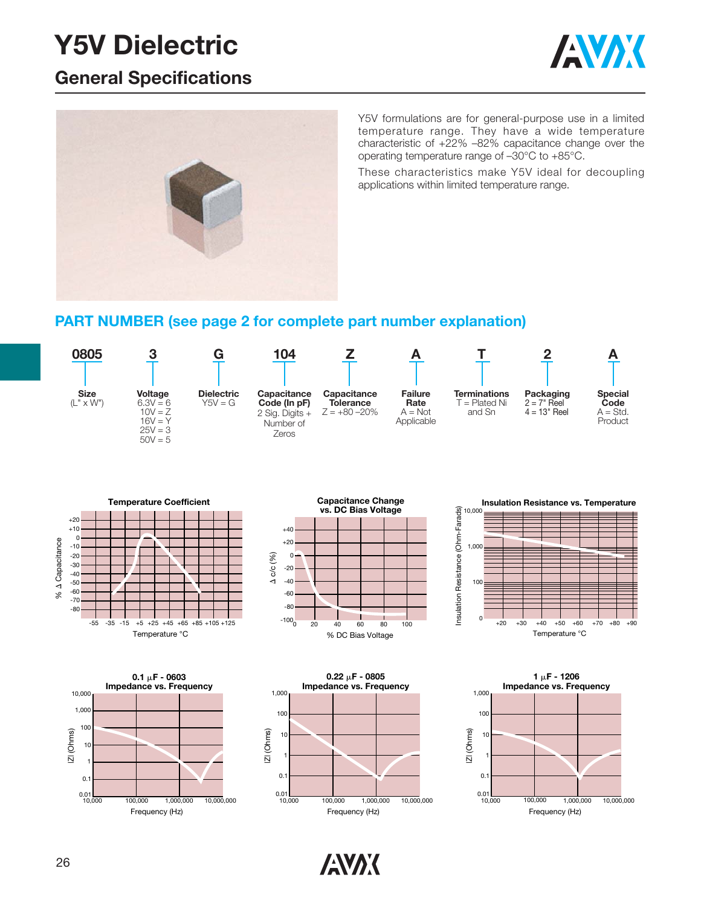# Y5V Dielectric

## General Specifications

Y5V formulations are for general-purpose use in a limited temperature range. They have a wide temperature characteristic of +22% –82% capacitance change over the operating temperature range of –30°C to +85°C.

These characteristics make Y5V ideal for decoupling applications within limited temperature range.

## PART NUMBER (see page 2 for complete part number explanation)

| 0805 | 3 | G | 104 | Z | A | T | 2 | A |
|---|---|---|---|---|---|---|---|---|
| **Size** (L" x W") | **Voltage** 6.3V = 6, 10V = Z, 16V = Y, 25V = 3, 50V = 5 | **Dielectric** Y5V = G | **Capacitance Code (In pF)** 2 Sig. Digits + Number of Zeros | **Capacitance Tolerance** Z = +80 –20% | **Failure Rate** A = Not Applicable | **Terminations** T = Plated Ni and Sn | **Packaging** 2 = 7" Reel, 4 = 13" Reel | **Special Code** A = Std. Product |

**Temperature Coefficient**

**Capacitance Change vs. DC Bias Voltage**

**Insulation Resistance vs. Temperature**

**0.1 μF - 0603 Impedance vs. Frequency**

**0.22 μF - 0805 Impedance vs. Frequency**

**1 μF - 1206 Impedance vs. Frequency**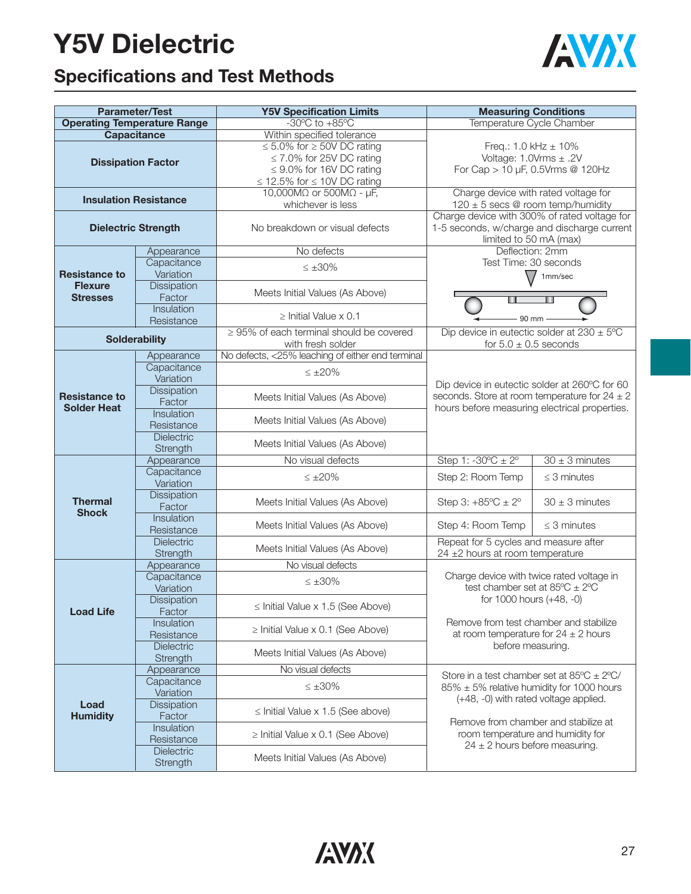# Y5V Dielectric

## Specifications and Test Methods

| Parameter/Test | | Y5V Specification Limits | Measuring Conditions | |
|---|---|---|---|---|
| Operating Temperature Range | | -30ºC to +85ºC | Temperature Cycle Chamber | |
| Capacitance | | Within specified tolerance | Freq.: 1.0 kHz ± 10%<br>Voltage: 1.0Vrms ± .2V<br>For Cap > 10 μF, 0.5Vrms @ 120Hz | |
| Dissipation Factor | | ≤ 5.0% for ≥ 50V DC rating<br>≤ 7.0% for 25V DC rating<br>≤ 9.0% for 16V DC rating<br>≤ 12.5% for ≤ 10V DC rating | | |
| Insulation Resistance | | 10,000MΩ or 500MΩ - μF, whichever is less | Charge device with rated voltage for 120 ± 5 secs @ room temp/humidity | |
| Dielectric Strength | | No breakdown or visual defects | Charge device with 300% of rated voltage for 1-5 seconds, w/charge and discharge current limited to 50 mA (max) | |
| Resistance to Flexure Stresses | Appearance | No defects | Deflection: 2mm<br>Test Time: 30 seconds<br>1mm/sec<br>90 mm | |
| | Capacitance Variation | ≤ ±30% | | |
| | Dissipation Factor | Meets Initial Values (As Above) | | |
| | Insulation Resistance | ≥ Initial Value x 0.1 | | |
| Solderability | | ≥ 95% of each terminal should be covered with fresh solder | Dip device in eutectic solder at 230 ± 5ºC for 5.0 ± 0.5 seconds | |
| Resistance to Solder Heat | Appearance | No defects, <25% leaching of either end terminal | Dip device in eutectic solder at 260ºC for 60 seconds. Store at room temperature for 24 ± 2 hours before measuring electrical properties. | |
| | Capacitance Variation | ≤ ±20% | | |
| | Dissipation Factor | Meets Initial Values (As Above) | | |
| | Insulation Resistance | Meets Initial Values (As Above) | | |
| | Dielectric Strength | Meets Initial Values (As Above) | | |
| Thermal Shock | Appearance | No visual defects | Step 1: -30ºC ± 2º | 30 ± 3 minutes |
| | Capacitance Variation | ≤ ±20% | Step 2: Room Temp | ≤ 3 minutes |
| | Dissipation Factor | Meets Initial Values (As Above) | Step 3: +85ºC ± 2º | 30 ± 3 minutes |
| | Insulation Resistance | Meets Initial Values (As Above) | Step 4: Room Temp | ≤ 3 minutes |
| | Dielectric Strength | Meets Initial Values (As Above) | Repeat for 5 cycles and measure after 24 ±2 hours at room temperature | |
| Load Life | Appearance | No visual defects | Charge device with twice rated voltage in test chamber set at 85ºC ± 2ºC for 1000 hours (+48, -0)<br><br>Remove from test chamber and stabilize at room temperature for 24 ± 2 hours before measuring. | |
| | Capacitance Variation | ≤ ±30% | | |
| | Dissipation Factor | ≤ Initial Value x 1.5 (See Above) | | |
| | Insulation Resistance | ≥ Initial Value x 0.1 (See Above) | | |
| | Dielectric Strength | Meets Initial Values (As Above) | | |
| Load Humidity | Appearance | No visual defects | Store in a test chamber set at 85ºC ± 2ºC/ 85% ± 5% relative humidity for 1000 hours (+48, -0) with rated voltage applied.<br><br>Remove from chamber and stabilize at room temperature and humidity for 24 ± 2 hours before measuring. | |
| | Capacitance Variation | ≤ ±30% | | |
| | Dissipation Factor | ≤ Initial Value x 1.5 (See above) | | |
| | Insulation Resistance | ≥ Initial Value x 0.1 (See Above) | | |
| | Dielectric Strength | Meets Initial Values (As Above) | | |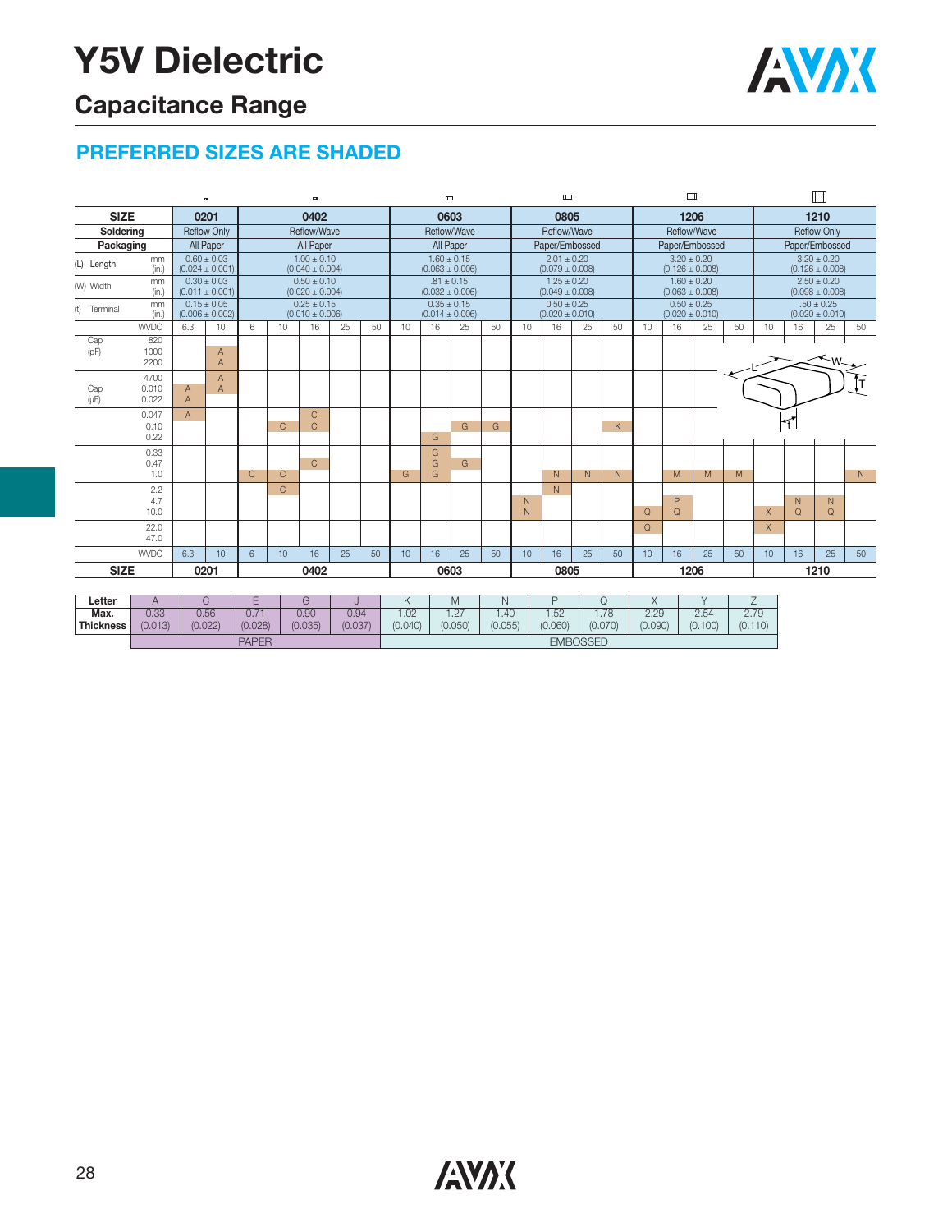# Y5V Dielectric

## Capacitance Range

### PREFERRED SIZES ARE SHADED

| SIZE | | 0201 | | 0402 | | | | | 0603 | | | | 0805 | | | | 1206 | | | | 1210 | | | |
|---|---|---|---|---|---|---|---|---|---|---|---|---|---|---|---|---|---|---|---|---|---|---|---|---|
| Soldering | | Reflow Only | | Reflow/Wave | | | | | Reflow/Wave | | | | Reflow/Wave | | | | Reflow/Wave | | | | Reflow Only | | | |
| Packaging | | All Paper | | All Paper | | | | | All Paper | | | | Paper/Embossed | | | | Paper/Embossed | | | | Paper/Embossed | | | |
| (L) Length | mm | 0.60 ± 0.03 | | 1.00 ± 0.10 | | | | | 1.60 ± 0.15 | | | | 2.01 ± 0.20 | | | | 3.20 ± 0.20 | | | | 3.20 ± 0.20 | | | |
| | (in.) | (0.024 ± 0.001) | | (0.040 ± 0.004) | | | | | (0.063 ± 0.006) | | | | (0.079 ± 0.008) | | | | (0.126 ± 0.008) | | | | (0.126 ± 0.008) | | | |
| (W) Width | mm | 0.30 ± 0.03 | | 0.50 ± 0.10 | | | | | .81 ± 0.15 | | | | 1.25 ± 0.20 | | | | 1.60 ± 0.20 | | | | 2.50 ± 0.20 | | | |
| | (in.) | (0.011 ± 0.001) | | (0.020 ± 0.004) | | | | | (0.032 ± 0.006) | | | | (0.049 ± 0.008) | | | | (0.063 ± 0.008) | | | | (0.098 ± 0.008) | | | |
| (t) Terminal | mm | 0.15 ± 0.05 | | 0.25 ± 0.15 | | | | | 0.35 ± 0.15 | | | | 0.50 ± 0.25 | | | | 0.50 ± 0.25 | | | | .50 ± 0.25 | | | |
| | (in.) | (0.006 ± 0.002) | | (0.010 ± 0.006) | | | | | (0.014 ± 0.006) | | | | (0.020 ± 0.010) | | | | (0.020 ± 0.010) | | | | (0.020 ± 0.010) | | | |
| | WVDC | 6.3 | 10 | 6 | 10 | 16 | 25 | 50 | 10 | 16 | 25 | 50 | 10 | 16 | 25 | 50 | 10 | 16 | 25 | 50 | 10 | 16 | 25 | 50 |
| Cap (pF) | 820 | | | | | | | | | | | | | | | | | | | | | | | |
| | 1000 | | A | | | | | | | | | | | | | | | | | | | | | |
| | 2200 | | A | | | | | | | | | | | | | | | | | | | | | |
| Cap (μF) | 4700 | | A | | | | | | | | | | | | | | | | | | | | | |
| | 0.010 | A | A | | | | | | | | | | | | | | | | | | | | | |
| | 0.022 | A | | | | | | | | | | | | | | | | | | | | | | |
| | 0.047 | A | | | | C | | | | | | | | | | | | | | | | | | |
| | 0.10 | | | | C | C | | | | | G | G | | | | K | | | | | | | | |
| | 0.22 | | | | | | | | | G | | | | | | | | | | | | | | |
| | 0.33 | | | | | | | | | G | | | | | | | | | | | | | | |
| | 0.47 | | | | | C | | | | G | G | | | | | | | | | | | | | |
| | 1.0 | | | C | C | | | | G | G | | | | N | N | N | | M | M | M | | | | N |
| | 2.2 | | | | C | | | | | | | | | N | | | | | | | | | | |
| | 4.7 | | | | | | | | | | | | N | | | | | P | | | | N | N | |
| | 10.0 | | | | | | | | | | | | N | | | | Q | Q | | | X | Q | Q | |
| | 22.0 | | | | | | | | | | | | | | | | Q | | | | X | | | |
| | 47.0 | | | | | | | | | | | | | | | | | | | | | | | |
| | WVDC | 6.3 | 10 | 6 | 10 | 16 | 25 | 50 | 10 | 16 | 25 | 50 | 10 | 16 | 25 | 50 | 10 | 16 | 25 | 50 | 10 | 16 | 25 | 50 |
| SIZE | | 0201 | | 0402 | | | | | 0603 | | | | 0805 | | | | 1206 | | | | 1210 | | | |

L W T t

| Letter | A | C | E | G | J | K | M | N | P | Q | X | Y | Z |
|---|---|---|---|---|---|---|---|---|---|---|---|---|---|
| Max. Thickness | 0.33 (0.013) | 0.56 (0.022) | 0.71 (0.028) | 0.90 (0.035) | 0.94 (0.037) | 1.02 (0.040) | 1.27 (0.050) | 1.40 (0.055) | 1.52 (0.060) | 1.78 (0.070) | 2.29 (0.090) | 2.54 (0.100) | 2.79 (0.110) |
| | PAPER | | | | | EMBOSSED | | | | | | | |